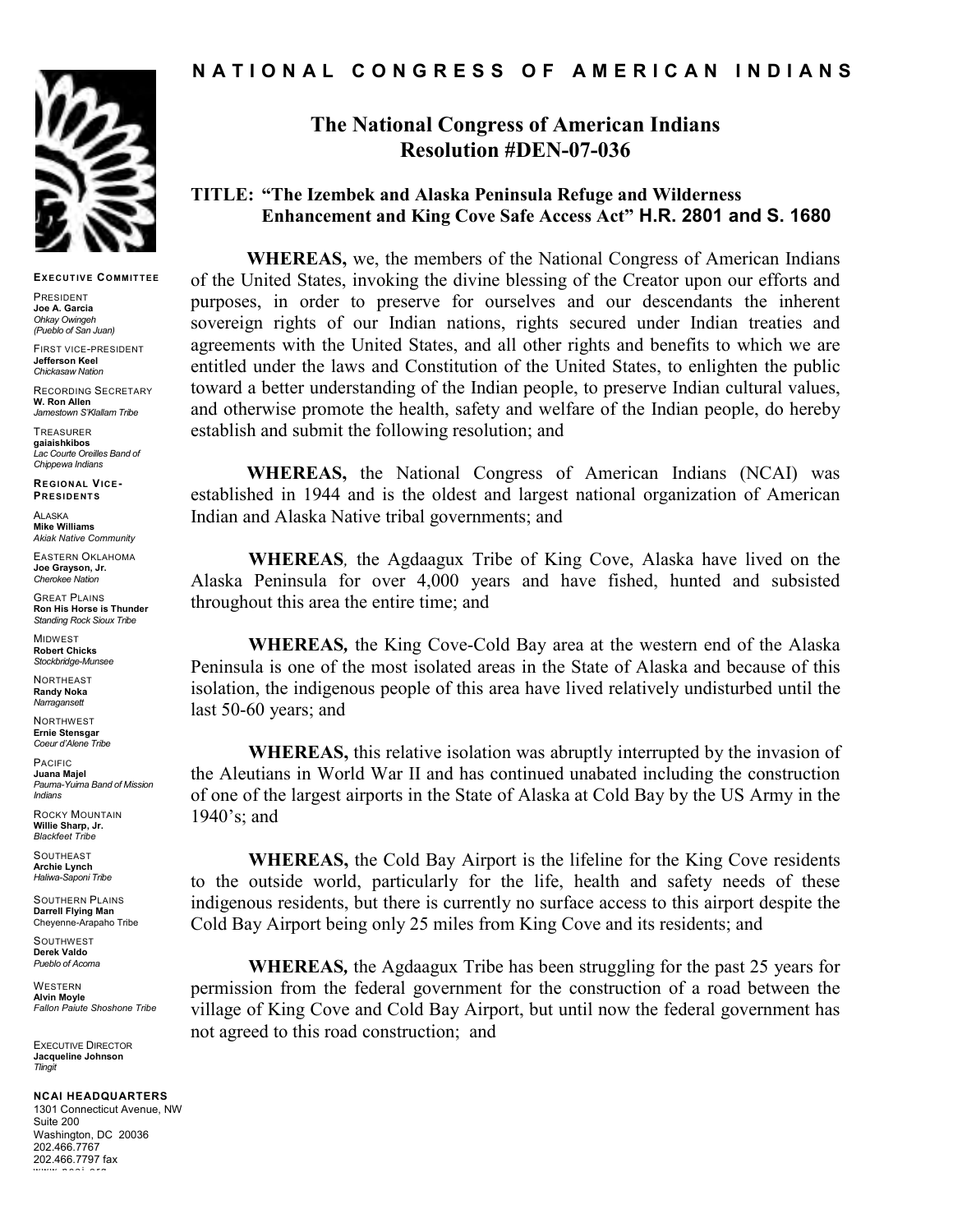# NATIONAL CONGRESS OF AMERICAN INDIANS

**EXECUTIVE COMMITTEE**

PRESIDENT
**Joe A. Garcia**
*Ohkay Owingeh (Pueblo of San Juan)*

FIRST VICE-PRESIDENT
**Jefferson Keel**
*Chickasaw Nation*

RECORDING SECRETARY
**W. Ron Allen**
*Jamestown S'Klallam Tribe*

TREASURER
**gaiashkibos**
*Lac Courte Oreilles Band of Chippewa Indians*

**REGIONAL VICE-PRESIDENTS**

ALASKA
**Mike Williams**
*Akiak Native Community*

EASTERN OKLAHOMA
**Joe Grayson, Jr.**
*Cherokee Nation*

GREAT PLAINS
**Ron His Horse is Thunder**
*Standing Rock Sioux Tribe*

MIDWEST
**Robert Chicks**
*Stockbridge-Munsee*

NORTHEAST
**Randy Noka**
*Narragansett*

NORTHWEST
**Ernie Stensgar**
*Coeur d'Alene Tribe*

PACIFIC
**Juana Majel**
*Pauma-Yuima Band of Mission Indians*

ROCKY MOUNTAIN
**Willie Sharp, Jr.**
*Blackfeet Tribe*

SOUTHEAST
**Archie Lynch**
*Haliwa-Saponi Tribe*

SOUTHERN PLAINS
**Darrell Flying Man**
Cheyenne-Arapaho Tribe

SOUTHWEST
**Derek Valdo**
*Pueblo of Acoma*

WESTERN
**Alvin Moyle**
*Fallon Paiute Shoshone Tribe*

EXECUTIVE DIRECTOR
**Jacqueline Johnson**
*Tlingit*

**NCAI HEADQUARTERS**
1301 Connecticut Avenue, NW
Suite 200
Washington, DC 20036
202.466.7767
202.466.7797 fax
www.ncai.org

## The National Congress of American Indians Resolution #DEN-07-036

### TITLE: "The Izembek and Alaska Peninsula Refuge and Wilderness Enhancement and King Cove Safe Access Act" H.R. 2801 and S. 1680

**WHEREAS,** we, the members of the National Congress of American Indians of the United States, invoking the divine blessing of the Creator upon our efforts and purposes, in order to preserve for ourselves and our descendants the inherent sovereign rights of our Indian nations, rights secured under Indian treaties and agreements with the United States, and all other rights and benefits to which we are entitled under the laws and Constitution of the United States, to enlighten the public toward a better understanding of the Indian people, to preserve Indian cultural values, and otherwise promote the health, safety and welfare of the Indian people, do hereby establish and submit the following resolution; and

**WHEREAS,** the National Congress of American Indians (NCAI) was established in 1944 and is the oldest and largest national organization of American Indian and Alaska Native tribal governments; and

**WHEREAS***,* the Agdaagux Tribe of King Cove, Alaska have lived on the Alaska Peninsula for over 4,000 years and have fished, hunted and subsisted throughout this area the entire time; and

**WHEREAS***,* the King Cove-Cold Bay area at the western end of the Alaska Peninsula is one of the most isolated areas in the State of Alaska and because of this isolation, the indigenous people of this area have lived relatively undisturbed until the last 50-60 years; and

**WHEREAS,** this relative isolation was abruptly interrupted by the invasion of the Aleutians in World War II and has continued unabated including the construction of one of the largest airports in the State of Alaska at Cold Bay by the US Army in the 1940's; and

**WHEREAS,** the Cold Bay Airport is the lifeline for the King Cove residents to the outside world, particularly for the life, health and safety needs of these indigenous residents, but there is currently no surface access to this airport despite the Cold Bay Airport being only 25 miles from King Cove and its residents; and

**WHEREAS***,* the Agdaagux Tribe has been struggling for the past 25 years for permission from the federal government for the construction of a road between the village of King Cove and Cold Bay Airport, but until now the federal government has not agreed to this road construction; and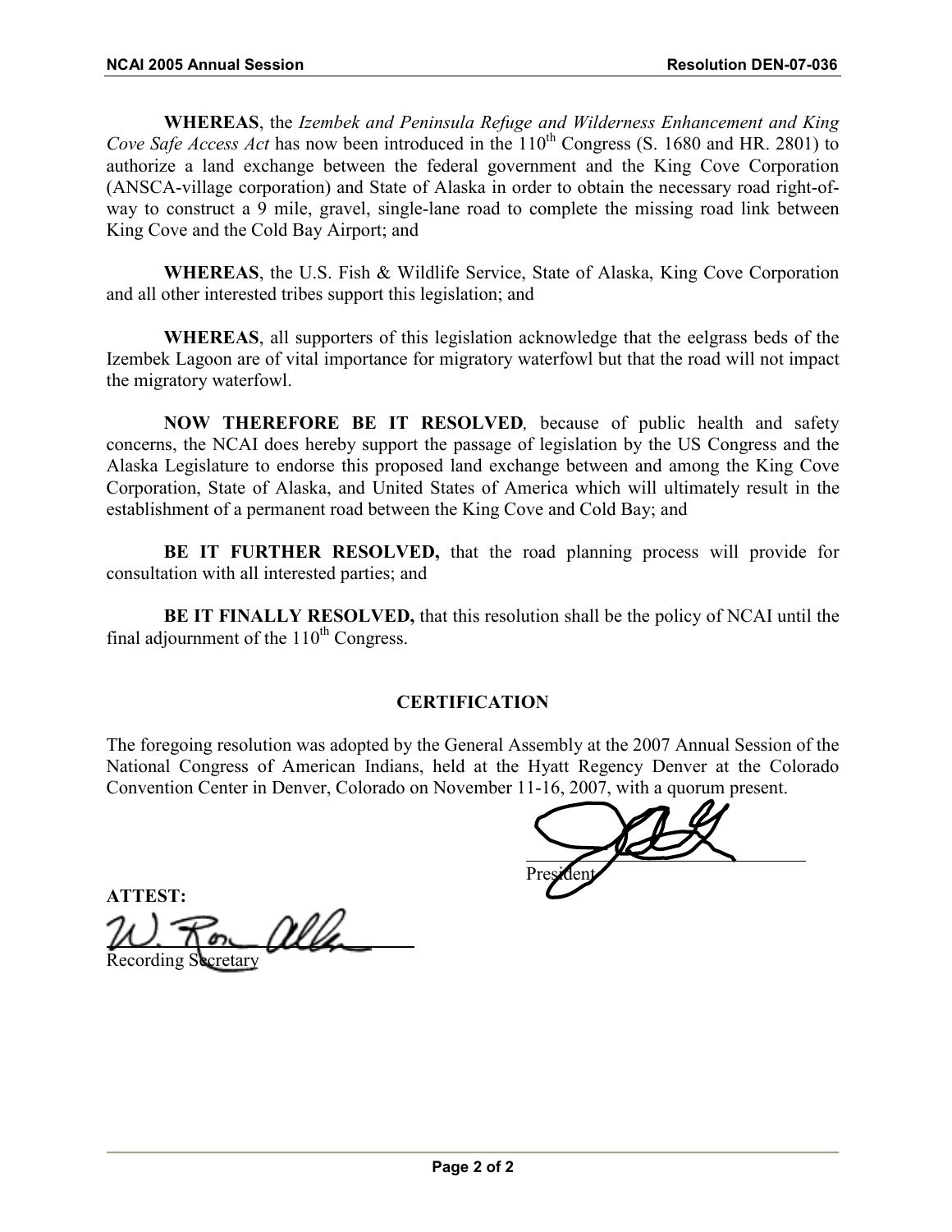**WHEREAS**, the *Izembek and Peninsula Refuge and Wilderness Enhancement and King Cove Safe Access Act* has now been introduced in the 110th Congress (S. 1680 and HR. 2801) to authorize a land exchange between the federal government and the King Cove Corporation (ANSCA-village corporation) and State of Alaska in order to obtain the necessary road right-of-way to construct a 9 mile, gravel, single-lane road to complete the missing road link between King Cove and the Cold Bay Airport; and

**WHEREAS**, the U.S. Fish & Wildlife Service, State of Alaska, King Cove Corporation and all other interested tribes support this legislation; and

**WHEREAS**, all supporters of this legislation acknowledge that the eelgrass beds of the Izembek Lagoon are of vital importance for migratory waterfowl but that the road will not impact the migratory waterfowl.

**NOW THEREFORE BE IT RESOLVED***,* because of public health and safety concerns, the NCAI does hereby support the passage of legislation by the US Congress and the Alaska Legislature to endorse this proposed land exchange between and among the King Cove Corporation, State of Alaska, and United States of America which will ultimately result in the establishment of a permanent road between the King Cove and Cold Bay; and

**BE IT FURTHER RESOLVED,** that the road planning process will provide for consultation with all interested parties; and

**BE IT FINALLY RESOLVED,** that this resolution shall be the policy of NCAI until the final adjournment of the 110th Congress.

## CERTIFICATION

The foregoing resolution was adopted by the General Assembly at the 2007 Annual Session of the National Congress of American Indians, held at the Hyatt Regency Denver at the Colorado Convention Center in Denver, Colorado on November 11-16, 2007, with a quorum present.

President

**ATTEST:**

W. Ron Allen

Recording Secretary